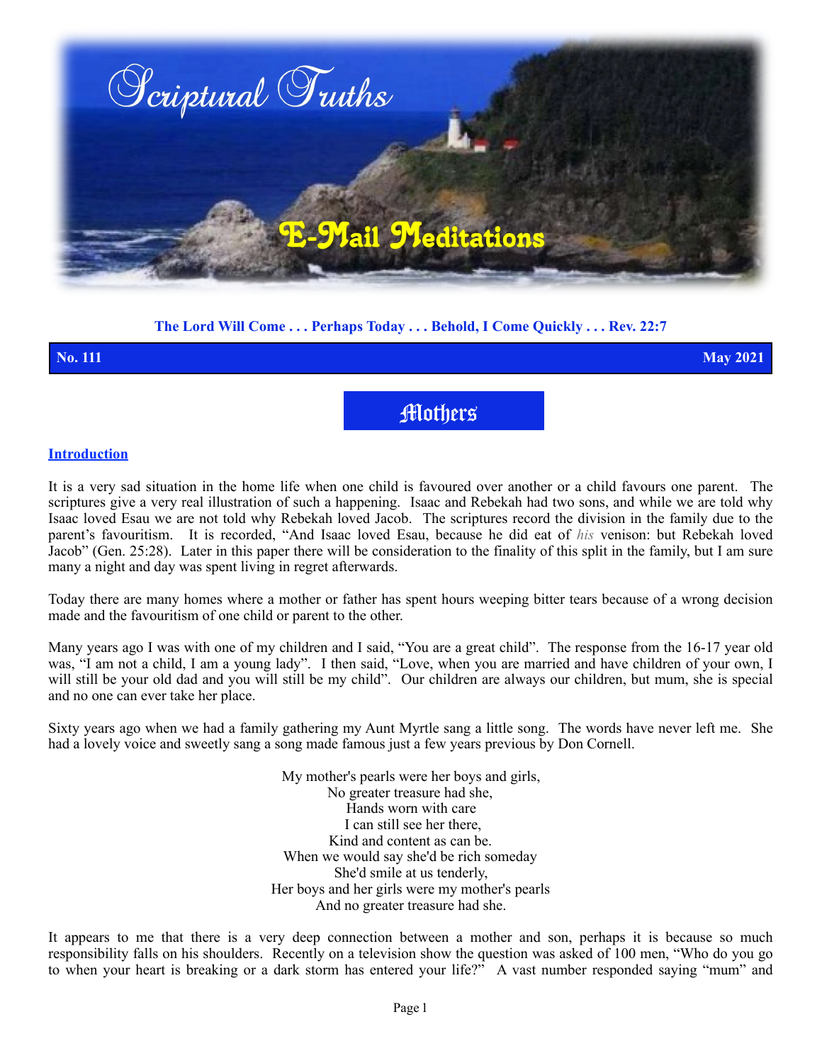# Scriptural Truths

## E-Mail Meditations

**The Lord Will Come . . . Perhaps Today . . . Behold, I Come Quickly . . . Rev. 22:7**

**No. 111** **May 2021**

# Mothers

### Introduction

It is a very sad situation in the home life when one child is favoured over another or a child favours one parent. The scriptures give a very real illustration of such a happening. Isaac and Rebekah had two sons, and while we are told why Isaac loved Esau we are not told why Rebekah loved Jacob. The scriptures record the division in the family due to the parent's favouritism. It is recorded, "And Isaac loved Esau, because he did eat of *his* venison: but Rebekah loved Jacob" (Gen. 25:28). Later in this paper there will be consideration to the finality of this split in the family, but I am sure many a night and day was spent living in regret afterwards.

Today there are many homes where a mother or father has spent hours weeping bitter tears because of a wrong decision made and the favouritism of one child or parent to the other.

Many years ago I was with one of my children and I said, "You are a great child". The response from the 16-17 year old was, "I am not a child, I am a young lady". I then said, "Love, when you are married and have children of your own, I will still be your old dad and you will still be my child". Our children are always our children, but mum, she is special and no one can ever take her place.

Sixty years ago when we had a family gathering my Aunt Myrtle sang a little song. The words have never left me. She had a lovely voice and sweetly sang a song made famous just a few years previous by Don Cornell.

My mother's pearls were her boys and girls,  
No greater treasure had she,  
Hands worn with care  
I can still see her there,  
Kind and content as can be.  
When we would say she'd be rich someday  
She'd smile at us tenderly,  
Her boys and her girls were my mother's pearls  
And no greater treasure had she.

It appears to me that there is a very deep connection between a mother and son, perhaps it is because so much responsibility falls on his shoulders. Recently on a television show the question was asked of 100 men, "Who do you go to when your heart is breaking or a dark storm has entered your life?" A vast number responded saying "mum" and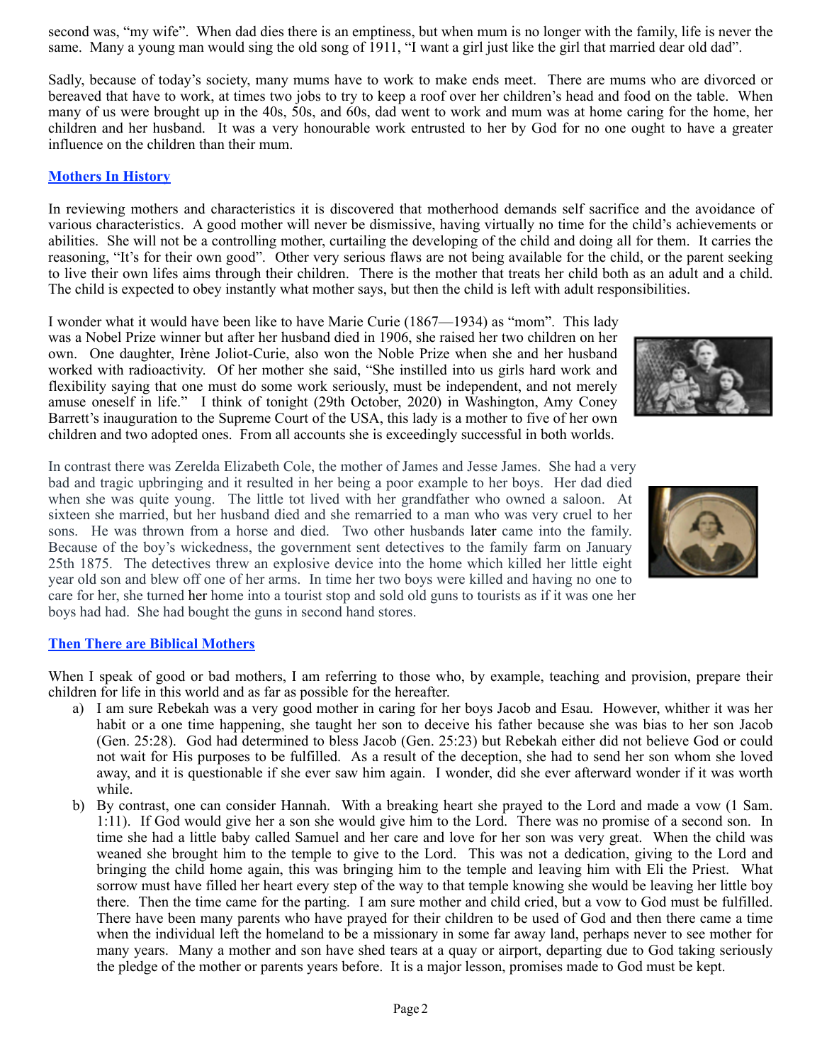second was, "my wife". When dad dies there is an emptiness, but when mum is no longer with the family, life is never the same. Many a young man would sing the old song of 1911, "I want a girl just like the girl that married dear old dad".

Sadly, because of today's society, many mums have to work to make ends meet. There are mums who are divorced or bereaved that have to work, at times two jobs to try to keep a roof over her children's head and food on the table. When many of us were brought up in the 40s, 50s, and 60s, dad went to work and mum was at home caring for the home, her children and her husband. It was a very honourable work entrusted to her by God for no one ought to have a greater influence on the children than their mum.

## Mothers In History

In reviewing mothers and characteristics it is discovered that motherhood demands self sacrifice and the avoidance of various characteristics. A good mother will never be dismissive, having virtually no time for the child's achievements or abilities. She will not be a controlling mother, curtailing the developing of the child and doing all for them. It carries the reasoning, "It's for their own good". Other very serious flaws are not being available for the child, or the parent seeking to live their own lifes aims through their children. There is the mother that treats her child both as an adult and a child. The child is expected to obey instantly what mother says, but then the child is left with adult responsibilities.

I wonder what it would have been like to have Marie Curie (1867—1934) as "mom". This lady was a Nobel Prize winner but after her husband died in 1906, she raised her two children on her own. One daughter, Irène Joliot-Curie, also won the Noble Prize when she and her husband worked with radioactivity. Of her mother she said, "She instilled into us girls hard work and flexibility saying that one must do some work seriously, must be independent, and not merely amuse oneself in life." I think of tonight (29th October, 2020) in Washington, Amy Coney Barrett's inauguration to the Supreme Court of the USA, this lady is a mother to five of her own children and two adopted ones. From all accounts she is exceedingly successful in both worlds.

In contrast there was Zerelda Elizabeth Cole, the mother of James and Jesse James. She had a very bad and tragic upbringing and it resulted in her being a poor example to her boys. Her dad died when she was quite young. The little tot lived with her grandfather who owned a saloon. At sixteen she married, but her husband died and she remarried to a man who was very cruel to her sons. He was thrown from a horse and died. Two other husbands later came into the family. Because of the boy's wickedness, the government sent detectives to the family farm on January 25th 1875. The detectives threw an explosive device into the home which killed her little eight year old son and blew off one of her arms. In time her two boys were killed and having no one to care for her, she turned her home into a tourist stop and sold old guns to tourists as if it was one her boys had had. She had bought the guns in second hand stores.

## Then There are Biblical Mothers

When I speak of good or bad mothers, I am referring to those who, by example, teaching and provision, prepare their children for life in this world and as far as possible for the hereafter.

a) I am sure Rebekah was a very good mother in caring for her boys Jacob and Esau. However, whither it was her habit or a one time happening, she taught her son to deceive his father because she was bias to her son Jacob (Gen. 25:28). God had determined to bless Jacob (Gen. 25:23) but Rebekah either did not believe God or could not wait for His purposes to be fulfilled. As a result of the deception, she had to send her son whom she loved away, and it is questionable if she ever saw him again. I wonder, did she ever afterward wonder if it was worth while.

b) By contrast, one can consider Hannah. With a breaking heart she prayed to the Lord and made a vow (1 Sam. 1:11). If God would give her a son she would give him to the Lord. There was no promise of a second son. In time she had a little baby called Samuel and her care and love for her son was very great. When the child was weaned she brought him to the temple to give to the Lord. This was not a dedication, giving to the Lord and bringing the child home again, this was bringing him to the temple and leaving him with Eli the Priest. What sorrow must have filled her heart every step of the way to that temple knowing she would be leaving her little boy there. Then the time came for the parting. I am sure mother and child cried, but a vow to God must be fulfilled. There have been many parents who have prayed for their children to be used of God and then there came a time when the individual left the homeland to be a missionary in some far away land, perhaps never to see mother for many years. Many a mother and son have shed tears at a quay or airport, departing due to God taking seriously the pledge of the mother or parents years before. It is a major lesson, promises made to God must be kept.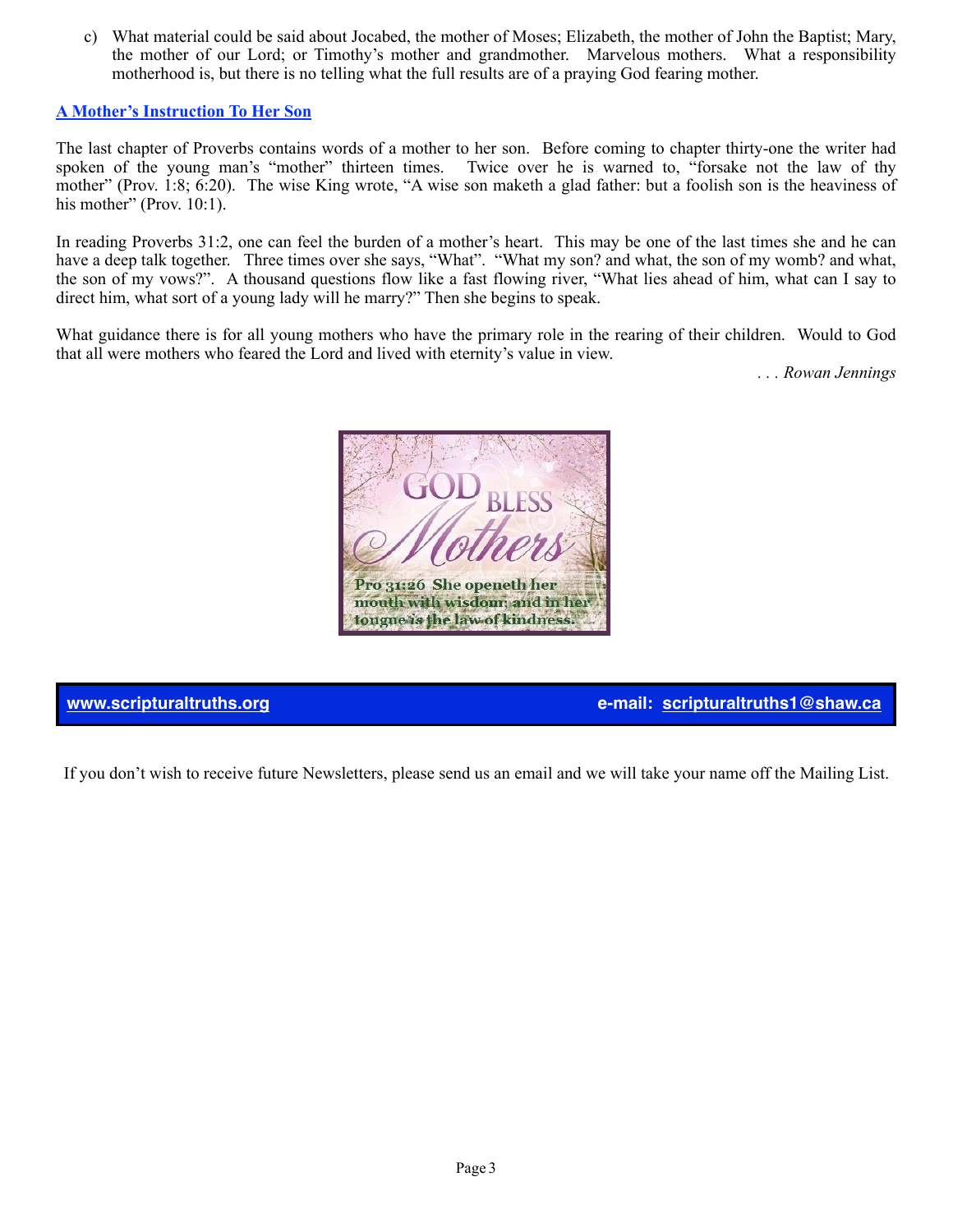c) What material could be said about Jocabed, the mother of Moses; Elizabeth, the mother of John the Baptist; Mary, the mother of our Lord; or Timothy's mother and grandmother. Marvelous mothers. What a responsibility motherhood is, but there is no telling what the full results are of a praying God fearing mother.

## A Mother's Instruction To Her Son

The last chapter of Proverbs contains words of a mother to her son. Before coming to chapter thirty-one the writer had spoken of the young man's "mother" thirteen times. Twice over he is warned to, "forsake not the law of thy mother" (Prov. 1:8; 6:20). The wise King wrote, "A wise son maketh a glad father: but a foolish son is the heaviness of his mother" (Prov. 10:1).

In reading Proverbs 31:2, one can feel the burden of a mother's heart. This may be one of the last times she and he can have a deep talk together. Three times over she says, "What". "What my son? and what, the son of my womb? and what, the son of my vows?". A thousand questions flow like a fast flowing river, "What lies ahead of him, what can I say to direct him, what sort of a young lady will he marry?" Then she begins to speak.

What guidance there is for all young mothers who have the primary role in the rearing of their children. Would to God that all were mothers who feared the Lord and lived with eternity's value in view.

*. . . Rowan Jennings*

GOD BLESS Mothers

Pro 31:26 She openeth her mouth with wisdom; and in her tongue is the law of kindness.

**www.scripturaltruths.org** **e-mail: scripturaltruths1@shaw.ca**

If you don't wish to receive future Newsletters, please send us an email and we will take your name off the Mailing List.